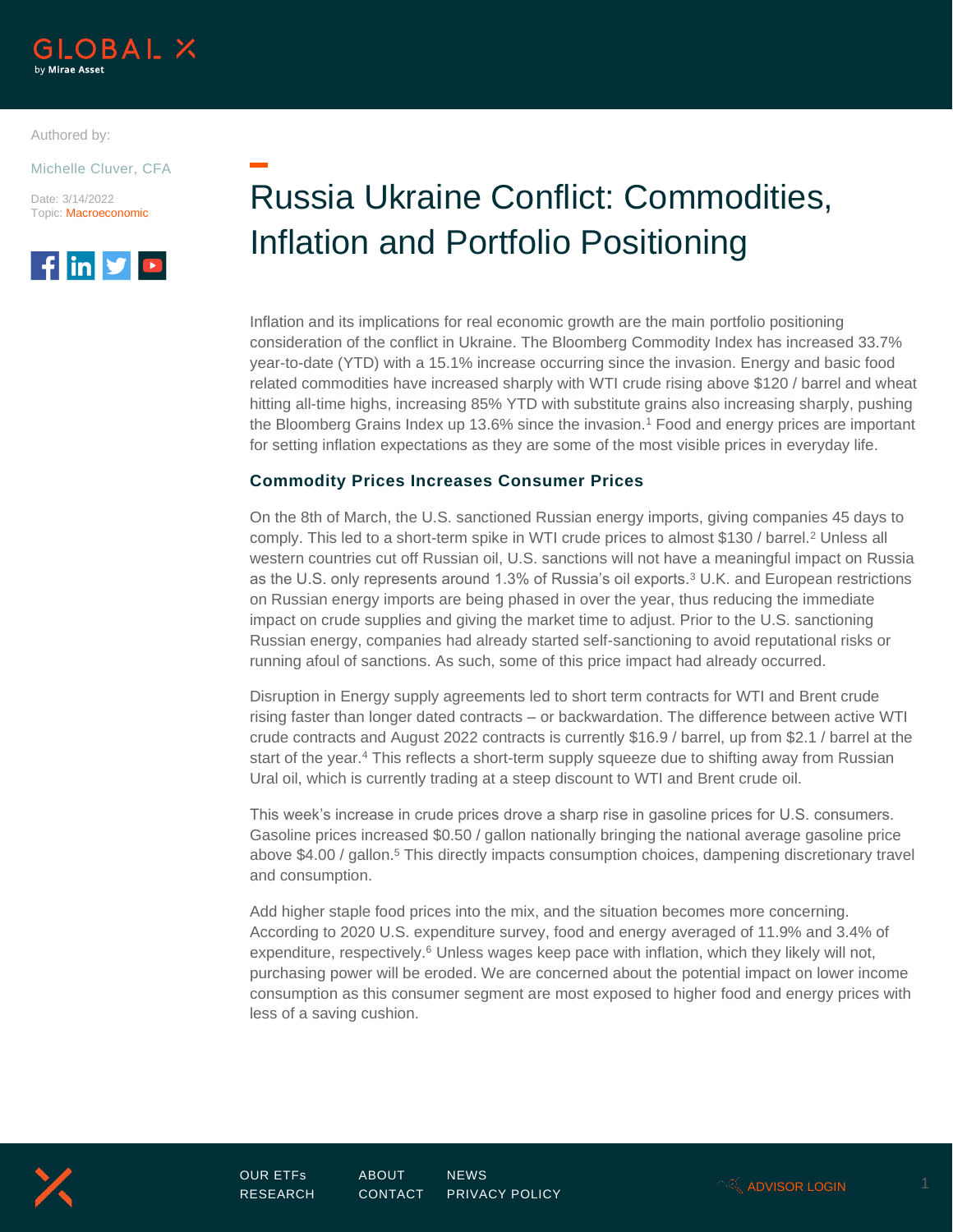Authored by:

Michelle Cluver, CFA

Date: 3/14/2022
Topic: Macroeconomic

# Russia Ukraine Conflict: Commodities, Inflation and Portfolio Positioning

Inflation and its implications for real economic growth are the main portfolio positioning consideration of the conflict in Ukraine. The Bloomberg Commodity Index has increased 33.7% year-to-date (YTD) with a 15.1% increase occurring since the invasion. Energy and basic food related commodities have increased sharply with WTI crude rising above $120 / barrel and wheat hitting all-time highs, increasing 85% YTD with substitute grains also increasing sharply, pushing the Bloomberg Grains Index up 13.6% since the invasion.[1] Food and energy prices are important for setting inflation expectations as they are some of the most visible prices in everyday life.

## Commodity Prices Increases Consumer Prices

On the 8th of March, the U.S. sanctioned Russian energy imports, giving companies 45 days to comply. This led to a short-term spike in WTI crude prices to almost $130 / barrel.[2] Unless all western countries cut off Russian oil, U.S. sanctions will not have a meaningful impact on Russia as the U.S. only represents around 1.3% of Russia's oil exports.[3] U.K. and European restrictions on Russian energy imports are being phased in over the year, thus reducing the immediate impact on crude supplies and giving the market time to adjust. Prior to the U.S. sanctioning Russian energy, companies had already started self-sanctioning to avoid reputational risks or running afoul of sanctions. As such, some of this price impact had already occurred.

Disruption in Energy supply agreements led to short term contracts for WTI and Brent crude rising faster than longer dated contracts – or backwardation. The difference between active WTI crude contracts and August 2022 contracts is currently $16.9 / barrel, up from $2.1 / barrel at the start of the year.[4] This reflects a short-term supply squeeze due to shifting away from Russian Ural oil, which is currently trading at a steep discount to WTI and Brent crude oil.

This week's increase in crude prices drove a sharp rise in gasoline prices for U.S. consumers. Gasoline prices increased $0.50 / gallon nationally bringing the national average gasoline price above $4.00 / gallon.[5] This directly impacts consumption choices, dampening discretionary travel and consumption.

Add higher staple food prices into the mix, and the situation becomes more concerning. According to 2020 U.S. expenditure survey, food and energy averaged of 11.9% and 3.4% of expenditure, respectively.[6] Unless wages keep pace with inflation, which they likely will not, purchasing power will be eroded. We are concerned about the potential impact on lower income consumption as this consumer segment are most exposed to higher food and energy prices with less of a saving cushion.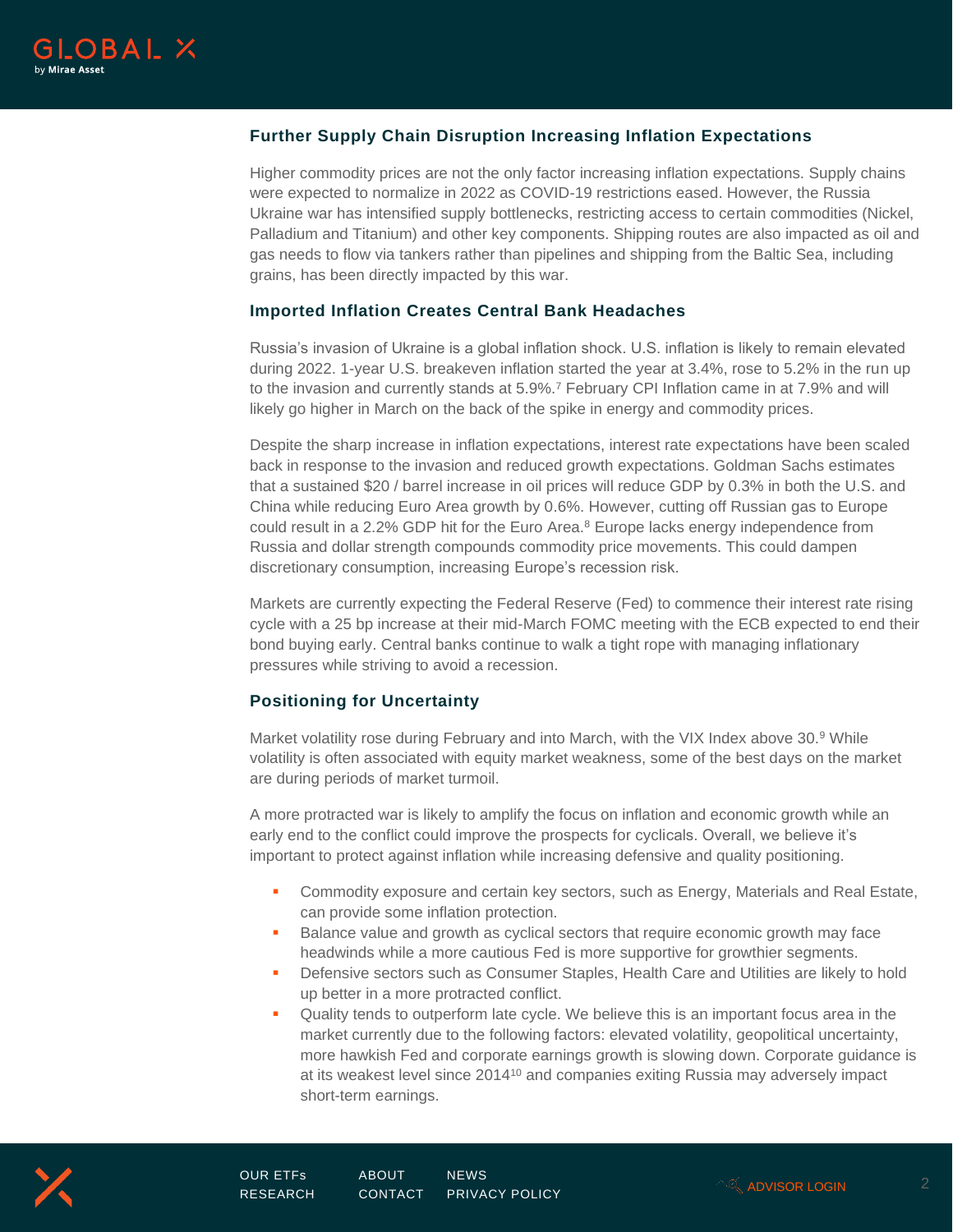### Further Supply Chain Disruption Increasing Inflation Expectations

Higher commodity prices are not the only factor increasing inflation expectations. Supply chains were expected to normalize in 2022 as COVID-19 restrictions eased. However, the Russia Ukraine war has intensified supply bottlenecks, restricting access to certain commodities (Nickel, Palladium and Titanium) and other key components. Shipping routes are also impacted as oil and gas needs to flow via tankers rather than pipelines and shipping from the Baltic Sea, including grains, has been directly impacted by this war.

### Imported Inflation Creates Central Bank Headaches

Russia's invasion of Ukraine is a global inflation shock. U.S. inflation is likely to remain elevated during 2022. 1-year U.S. breakeven inflation started the year at 3.4%, rose to 5.2% in the run up to the invasion and currently stands at 5.9%.[7] February CPI Inflation came in at 7.9% and will likely go higher in March on the back of the spike in energy and commodity prices.

Despite the sharp increase in inflation expectations, interest rate expectations have been scaled back in response to the invasion and reduced growth expectations. Goldman Sachs estimates that a sustained $20 / barrel increase in oil prices will reduce GDP by 0.3% in both the U.S. and China while reducing Euro Area growth by 0.6%. However, cutting off Russian gas to Europe could result in a 2.2% GDP hit for the Euro Area.[8] Europe lacks energy independence from Russia and dollar strength compounds commodity price movements. This could dampen discretionary consumption, increasing Europe's recession risk.

Markets are currently expecting the Federal Reserve (Fed) to commence their interest rate rising cycle with a 25 bp increase at their mid-March FOMC meeting with the ECB expected to end their bond buying early. Central banks continue to walk a tight rope with managing inflationary pressures while striving to avoid a recession.

### Positioning for Uncertainty

Market volatility rose during February and into March, with the VIX Index above 30.[9] While volatility is often associated with equity market weakness, some of the best days on the market are during periods of market turmoil.

A more protracted war is likely to amplify the focus on inflation and economic growth while an early end to the conflict could improve the prospects for cyclicals. Overall, we believe it's important to protect against inflation while increasing defensive and quality positioning.

- Commodity exposure and certain key sectors, such as Energy, Materials and Real Estate, can provide some inflation protection.
- Balance value and growth as cyclical sectors that require economic growth may face headwinds while a more cautious Fed is more supportive for growthier segments.
- Defensive sectors such as Consumer Staples, Health Care and Utilities are likely to hold up better in a more protracted conflict.
- Quality tends to outperform late cycle. We believe this is an important focus area in the market currently due to the following factors: elevated volatility, geopolitical uncertainty, more hawkish Fed and corporate earnings growth is slowing down. Corporate guidance is at its weakest level since 2014[10] and companies exiting Russia may adversely impact short-term earnings.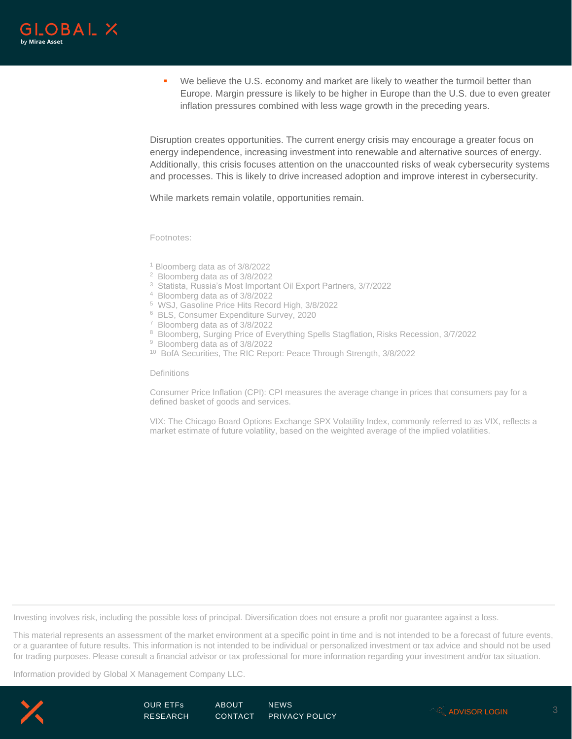- We believe the U.S. economy and market are likely to weather the turmoil better than Europe. Margin pressure is likely to be higher in Europe than the U.S. due to even greater inflation pressures combined with less wage growth in the preceding years.

Disruption creates opportunities. The current energy crisis may encourage a greater focus on energy independence, increasing investment into renewable and alternative sources of energy. Additionally, this crisis focuses attention on the unaccounted risks of weak cybersecurity systems and processes. This is likely to drive increased adoption and improve interest in cybersecurity.

While markets remain volatile, opportunities remain.

Footnotes:

[1] Bloomberg data as of 3/8/2022
[2] Bloomberg data as of 3/8/2022
[3] Statista, Russia's Most Important Oil Export Partners, 3/7/2022
[4] Bloomberg data as of 3/8/2022
[5] WSJ, Gasoline Price Hits Record High, 3/8/2022
[6] BLS, Consumer Expenditure Survey, 2020
[7] Bloomberg data as of 3/8/2022
[8] Bloomberg, Surging Price of Everything Spells Stagflation, Risks Recession, 3/7/2022
[9] Bloomberg data as of 3/8/2022
[10] BofA Securities, The RIC Report: Peace Through Strength, 3/8/2022

Definitions

Consumer Price Inflation (CPI): CPI measures the average change in prices that consumers pay for a defined basket of goods and services.

VIX: The Chicago Board Options Exchange SPX Volatility Index, commonly referred to as VIX, reflects a market estimate of future volatility, based on the weighted average of the implied volatilities.

Investing involves risk, including the possible loss of principal. Diversification does not ensure a profit nor guarantee against a loss.

This material represents an assessment of the market environment at a specific point in time and is not intended to be a forecast of future events, or a guarantee of future results. This information is not intended to be individual or personalized investment or tax advice and should not be used for trading purposes. Please consult a financial advisor or tax professional for more information regarding your investment and/or tax situation.

Information provided by Global X Management Company LLC.